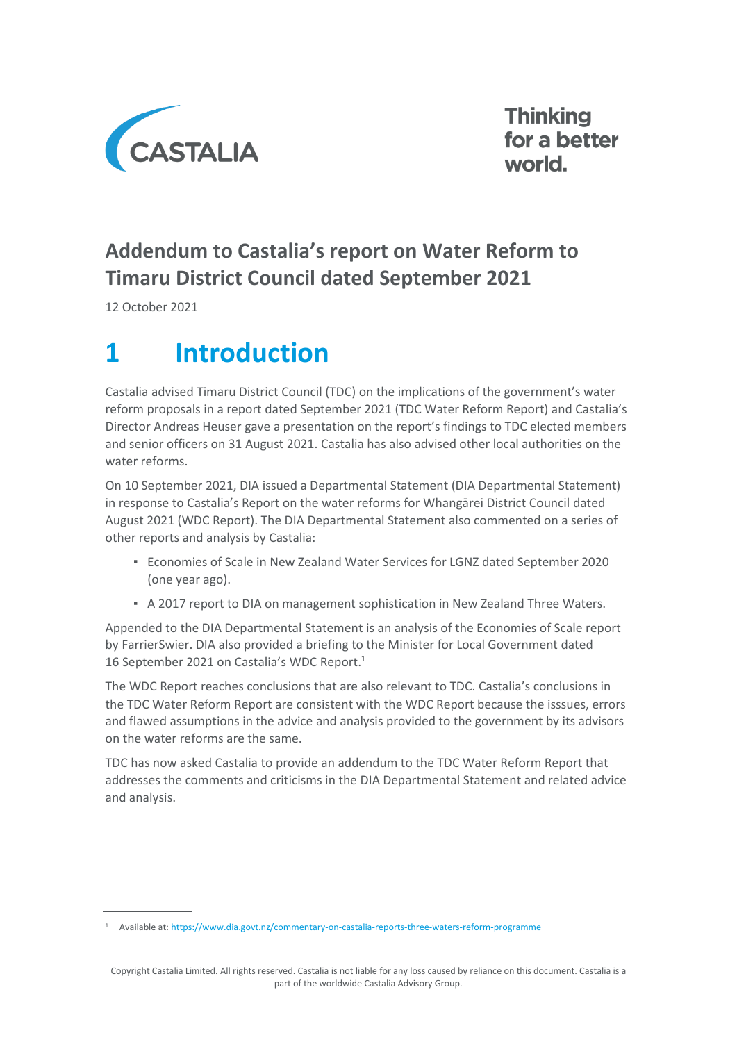# Addendum to Castalia's report on Water Reform to Timaru District Council dated September 2021

12 October 2021

## 1 Introduction

Castalia advised Timaru District Council (TDC) on the implications of the government's water reform proposals in a report dated September 2021 (TDC Water Reform Report) and Castalia's Director Andreas Heuser gave a presentation on the report's findings to TDC elected members and senior officers on 31 August 2021. Castalia has also advised other local authorities on the water reforms.

On 10 September 2021, DIA issued a Departmental Statement (DIA Departmental Statement) in response to Castalia's Report on the water reforms for Whangārei District Council dated August 2021 (WDC Report). The DIA Departmental Statement also commented on a series of other reports and analysis by Castalia:

- Economies of Scale in New Zealand Water Services for LGNZ dated September 2020 (one year ago).
- A 2017 report to DIA on management sophistication in New Zealand Three Waters.

Appended to the DIA Departmental Statement is an analysis of the Economies of Scale report by FarrierSwier. DIA also provided a briefing to the Minister for Local Government dated 16 September 2021 on Castalia's WDC Report.[1]

The WDC Report reaches conclusions that are also relevant to TDC. Castalia's conclusions in the TDC Water Reform Report are consistent with the WDC Report because the isssues, errors and flawed assumptions in the advice and analysis provided to the government by its advisors on the water reforms are the same.

TDC has now asked Castalia to provide an addendum to the TDC Water Reform Report that addresses the comments and criticisms in the DIA Departmental Statement and related advice and analysis.

---

[1] Available at: https://www.dia.govt.nz/commentary-on-castalia-reports-three-waters-reform-programme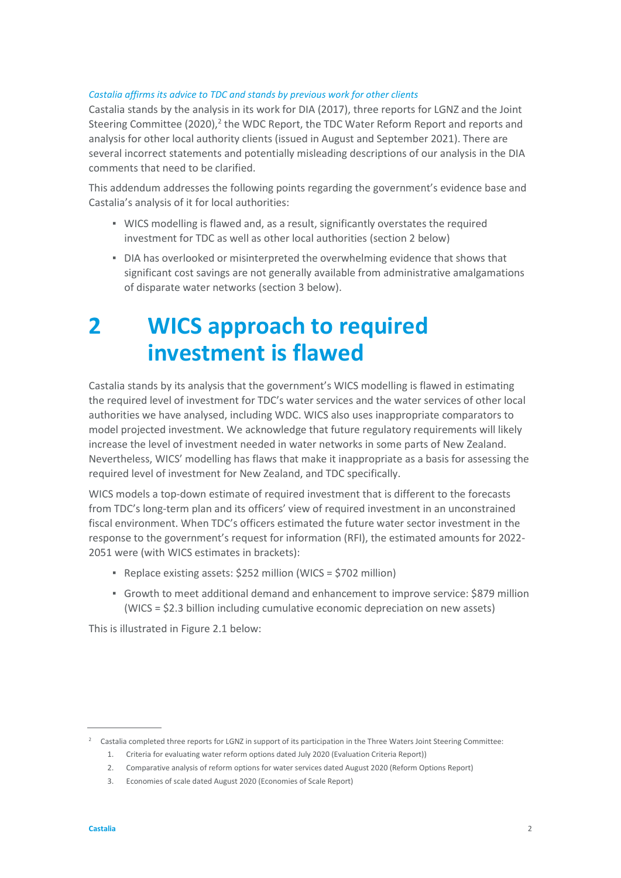*Castalia affirms its advice to TDC and stands by previous work for other clients*

Castalia stands by the analysis in its work for DIA (2017), three reports for LGNZ and the Joint Steering Committee (2020),[2] the WDC Report, the TDC Water Reform Report and reports and analysis for other local authority clients (issued in August and September 2021). There are several incorrect statements and potentially misleading descriptions of our analysis in the DIA comments that need to be clarified.

This addendum addresses the following points regarding the government's evidence base and Castalia's analysis of it for local authorities:

- WICS modelling is flawed and, as a result, significantly overstates the required investment for TDC as well as other local authorities (section 2 below)
- DIA has overlooked or misinterpreted the overwhelming evidence that shows that significant cost savings are not generally available from administrative amalgamations of disparate water networks (section 3 below).

# 2 WICS approach to required investment is flawed

Castalia stands by its analysis that the government's WICS modelling is flawed in estimating the required level of investment for TDC's water services and the water services of other local authorities we have analysed, including WDC. WICS also uses inappropriate comparators to model projected investment. We acknowledge that future regulatory requirements will likely increase the level of investment needed in water networks in some parts of New Zealand. Nevertheless, WICS' modelling has flaws that make it inappropriate as a basis for assessing the required level of investment for New Zealand, and TDC specifically.

WICS models a top-down estimate of required investment that is different to the forecasts from TDC's long-term plan and its officers' view of required investment in an unconstrained fiscal environment. When TDC's officers estimated the future water sector investment in the response to the government's request for information (RFI), the estimated amounts for 2022-2051 were (with WICS estimates in brackets):

- Replace existing assets: $252 million (WICS = $702 million)
- Growth to meet additional demand and enhancement to improve service: $879 million (WICS = $2.3 billion including cumulative economic depreciation on new assets)

This is illustrated in Figure 2.1 below:

---

[2] Castalia completed three reports for LGNZ in support of its participation in the Three Waters Joint Steering Committee:

1. Criteria for evaluating water reform options dated July 2020 (Evaluation Criteria Report))
2. Comparative analysis of reform options for water services dated August 2020 (Reform Options Report)
3. Economies of scale dated August 2020 (Economies of Scale Report)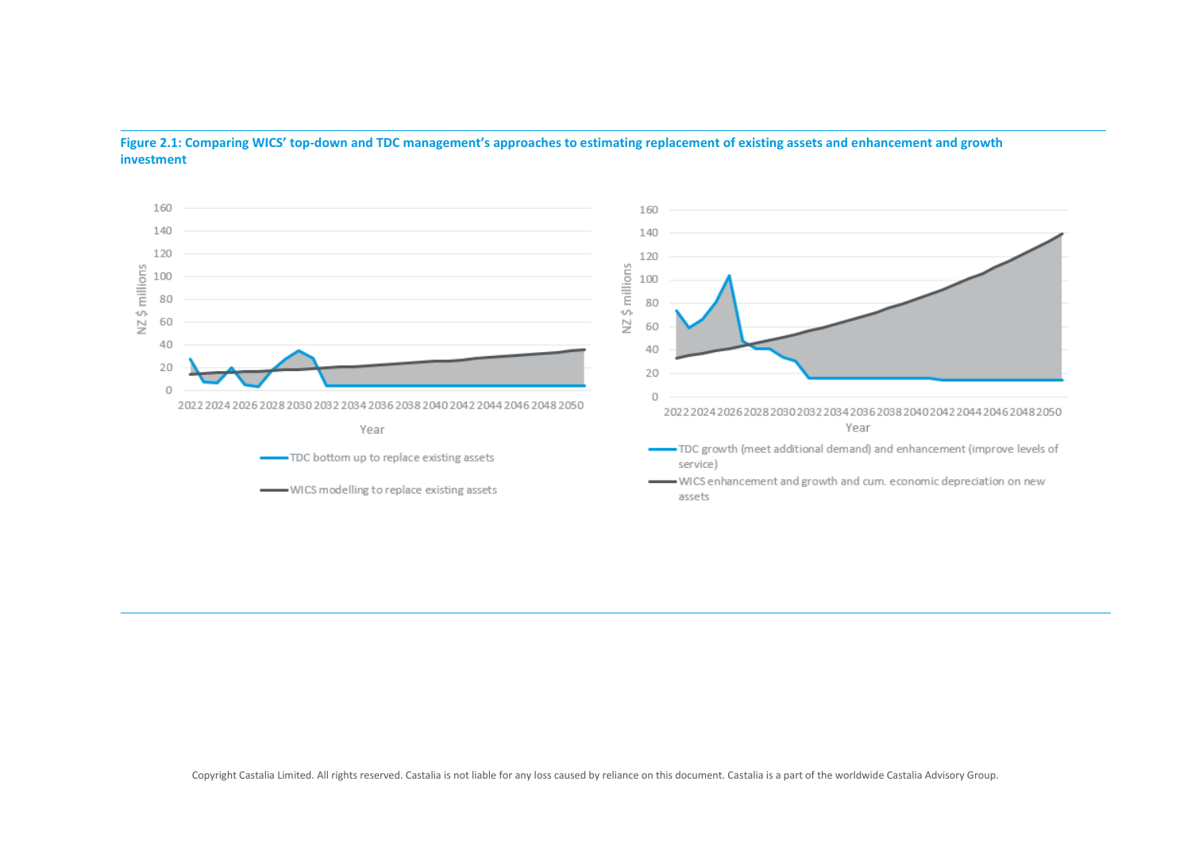**Figure 2.1: Comparing WICS' top-down and TDC management's approaches to estimating replacement of existing assets and enhancement and growth investment**

NZ $ millions

Year

TDC bottom up to replace existing assets

WICS modelling to replace existing assets

NZ $ millions

Year

TDC growth (meet additional demand) and enhancement (improve levels of service)

WICS enhancement and growth and cum. economic depreciation on new assets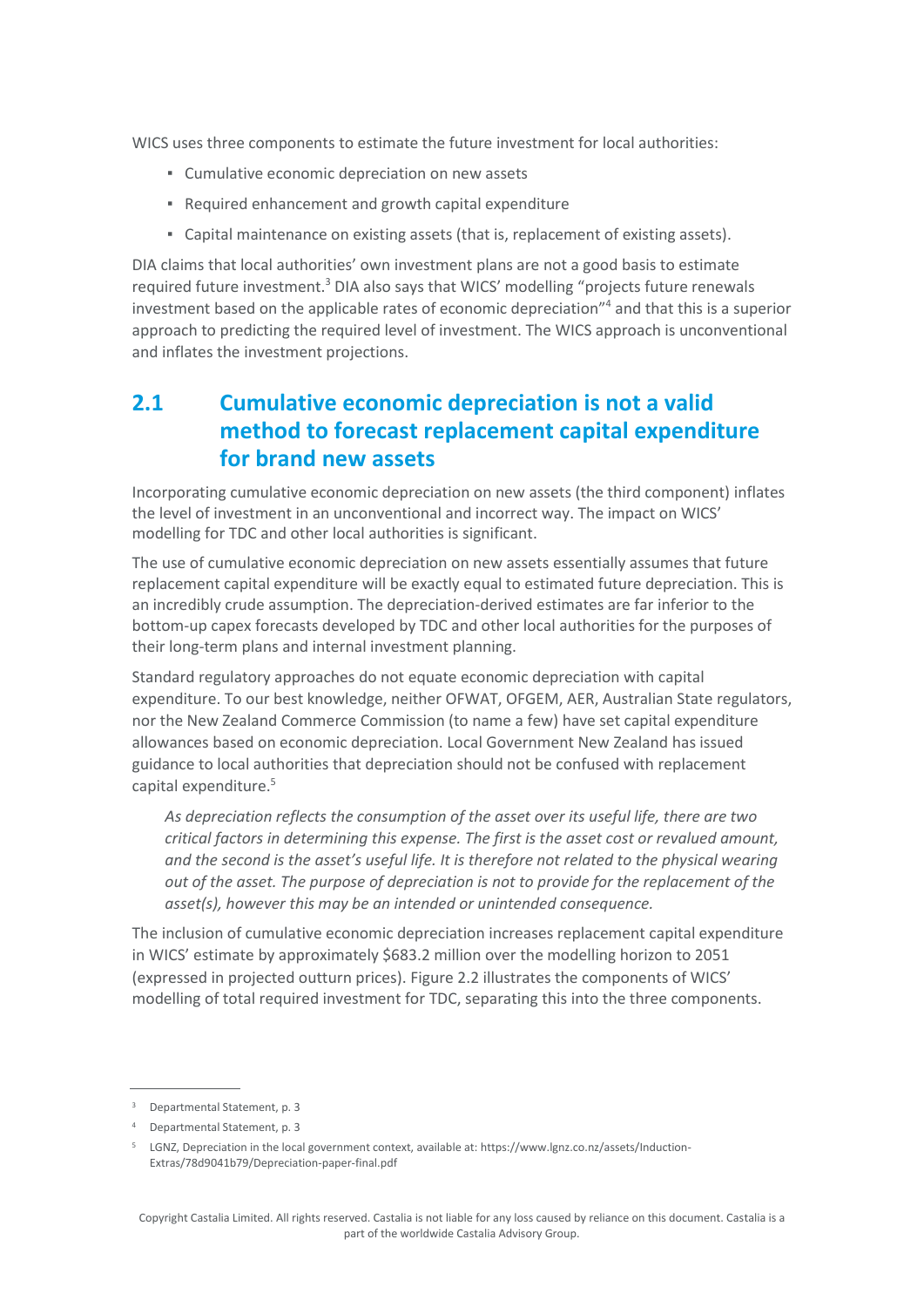WICS uses three components to estimate the future investment for local authorities:

- Cumulative economic depreciation on new assets
- Required enhancement and growth capital expenditure
- Capital maintenance on existing assets (that is, replacement of existing assets).

DIA claims that local authorities' own investment plans are not a good basis to estimate required future investment.[3] DIA also says that WICS' modelling "projects future renewals investment based on the applicable rates of economic depreciation"[4] and that this is a superior approach to predicting the required level of investment. The WICS approach is unconventional and inflates the investment projections.

## 2.1 Cumulative economic depreciation is not a valid method to forecast replacement capital expenditure for brand new assets

Incorporating cumulative economic depreciation on new assets (the third component) inflates the level of investment in an unconventional and incorrect way. The impact on WICS' modelling for TDC and other local authorities is significant.

The use of cumulative economic depreciation on new assets essentially assumes that future replacement capital expenditure will be exactly equal to estimated future depreciation. This is an incredibly crude assumption. The depreciation-derived estimates are far inferior to the bottom-up capex forecasts developed by TDC and other local authorities for the purposes of their long-term plans and internal investment planning.

Standard regulatory approaches do not equate economic depreciation with capital expenditure. To our best knowledge, neither OFWAT, OFGEM, AER, Australian State regulators, nor the New Zealand Commerce Commission (to name a few) have set capital expenditure allowances based on economic depreciation. Local Government New Zealand has issued guidance to local authorities that depreciation should not be confused with replacement capital expenditure.[5]

> *As depreciation reflects the consumption of the asset over its useful life, there are two critical factors in determining this expense. The first is the asset cost or revalued amount, and the second is the asset's useful life. It is therefore not related to the physical wearing out of the asset. The purpose of depreciation is not to provide for the replacement of the asset(s), however this may be an intended or unintended consequence.*

The inclusion of cumulative economic depreciation increases replacement capital expenditure in WICS' estimate by approximately $683.2 million over the modelling horizon to 2051 (expressed in projected outturn prices). Figure 2.2 illustrates the components of WICS' modelling of total required investment for TDC, separating this into the three components.

---

[3] Departmental Statement, p. 3

[4] Departmental Statement, p. 3

[5] LGNZ, Depreciation in the local government context, available at: https://www.lgnz.co.nz/assets/Induction-Extras/78d9041b79/Depreciation-paper-final.pdf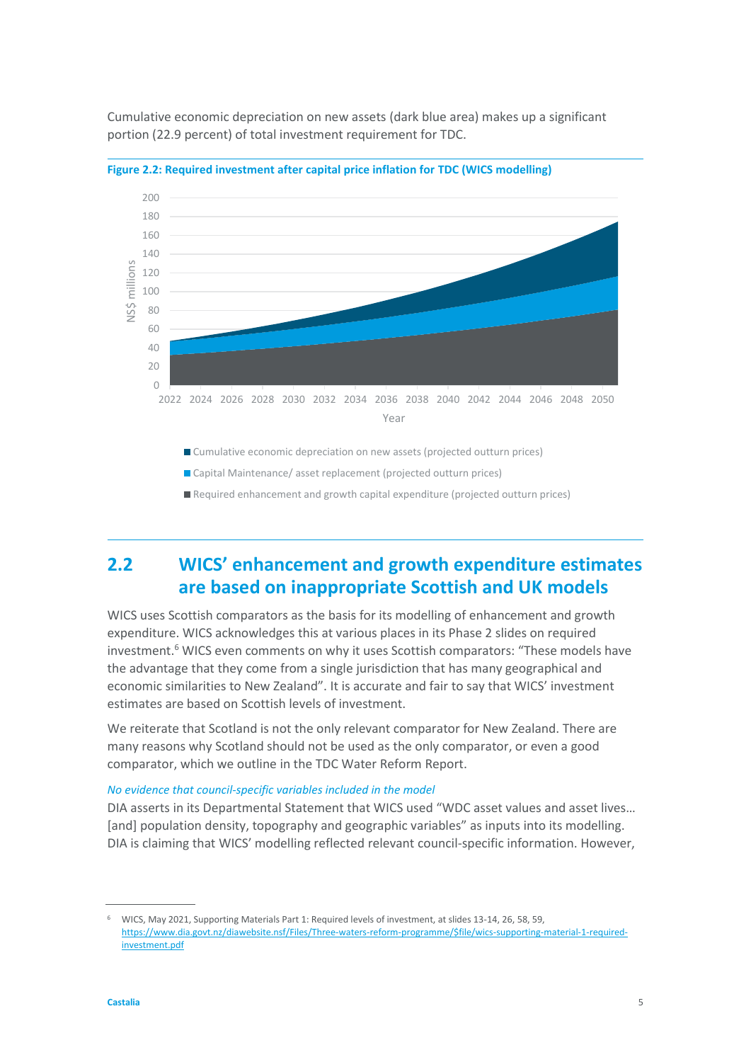Cumulative economic depreciation on new assets (dark blue area) makes up a significant portion (22.9 percent) of total investment requirement for TDC.

**Figure 2.2: Required investment after capital price inflation for TDC (WICS modelling)**

## 2.2 WICS' enhancement and growth expenditure estimates are based on inappropriate Scottish and UK models

WICS uses Scottish comparators as the basis for its modelling of enhancement and growth expenditure. WICS acknowledges this at various places in its Phase 2 slides on required investment.[6] WICS even comments on why it uses Scottish comparators: "These models have the advantage that they come from a single jurisdiction that has many geographical and economic similarities to New Zealand". It is accurate and fair to say that WICS' investment estimates are based on Scottish levels of investment.

We reiterate that Scotland is not the only relevant comparator for New Zealand. There are many reasons why Scotland should not be used as the only comparator, or even a good comparator, which we outline in the TDC Water Reform Report.

*No evidence that council-specific variables included in the model*

DIA asserts in its Departmental Statement that WICS used "WDC asset values and asset lives… [and] population density, topography and geographic variables" as inputs into its modelling. DIA is claiming that WICS' modelling reflected relevant council-specific information. However,

[6] WICS, May 2021, Supporting Materials Part 1: Required levels of investment, at slides 13-14, 26, 58, 59, https://www.dia.govt.nz/diawebsite.nsf/Files/Three-waters-reform-programme/$file/wics-supporting-material-1-required-investment.pdf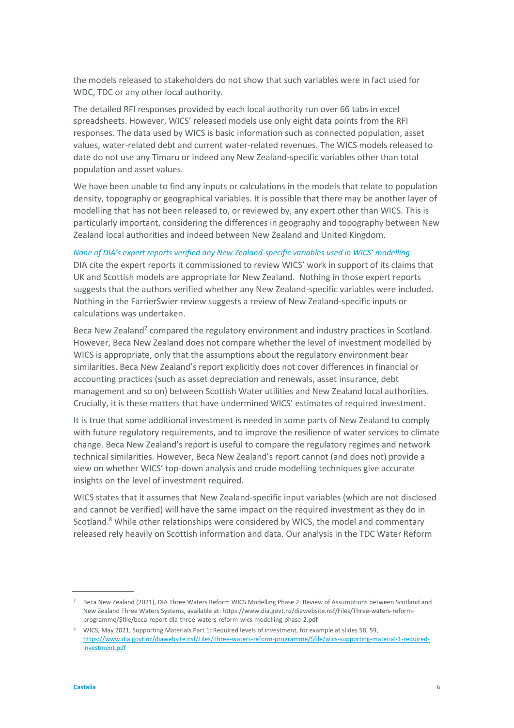the models released to stakeholders do not show that such variables were in fact used for WDC, TDC or any other local authority.

The detailed RFI responses provided by each local authority run over 66 tabs in excel spreadsheets. However, WICS' released models use only eight data points from the RFI responses. The data used by WICS is basic information such as connected population, asset values, water-related debt and current water-related revenues. The WICS models released to date do not use any Timaru or indeed any New Zealand-specific variables other than total population and asset values.

We have been unable to find any inputs or calculations in the models that relate to population density, topography or geographical variables. It is possible that there may be another layer of modelling that has not been released to, or reviewed by, any expert other than WICS. This is particularly important, considering the differences in geography and topography between New Zealand local authorities and indeed between New Zealand and United Kingdom.

*None of DIA's expert reports verified any New Zealand-specific variables used in WICS' modelling*

DIA cite the expert reports it commissioned to review WICS' work in support of its claims that UK and Scottish models are appropriate for New Zealand. Nothing in those expert reports suggests that the authors verified whether any New Zealand-specific variables were included. Nothing in the FarrierSwier review suggests a review of New Zealand-specific inputs or calculations was undertaken.

Beca New Zealand[7] compared the regulatory environment and industry practices in Scotland. However, Beca New Zealand does not compare whether the level of investment modelled by WICS is appropriate, only that the assumptions about the regulatory environment bear similarities. Beca New Zealand's report explicitly does not cover differences in financial or accounting practices (such as asset depreciation and renewals, asset insurance, debt management and so on) between Scottish Water utilities and New Zealand local authorities. Crucially, it is these matters that have undermined WICS' estimates of required investment.

It is true that some additional investment is needed in some parts of New Zealand to comply with future regulatory requirements, and to improve the resilience of water services to climate change. Beca New Zealand's report is useful to compare the regulatory regimes and network technical similarities. However, Beca New Zealand's report cannot (and does not) provide a view on whether WICS' top-down analysis and crude modelling techniques give accurate insights on the level of investment required.

WICS states that it assumes that New Zealand-specific input variables (which are not disclosed and cannot be verified) will have the same impact on the required investment as they do in Scotland.[8] While other relationships were considered by WICS, the model and commentary released rely heavily on Scottish information and data. Our analysis in the TDC Water Reform

---

[7] Beca New Zealand (2021), DIA Three Waters Reform WICS Modelling Phase 2: Review of Assumptions between Scotland and New Zealand Three Waters Systems, available at: https://www.dia.govt.nz/diawebsite.nsf/Files/Three-waters-reform-programme/$file/beca-report-dia-three-waters-reform-wics-modelling-phase-2.pdf

[8] WICS, May 2021, Supporting Materials Part 1: Required levels of investment, for example at slides 58, 59, https://www.dia.govt.nz/diawebsite.nsf/Files/Three-waters-reform-programme/$file/wics-supporting-material-1-required-investment.pdf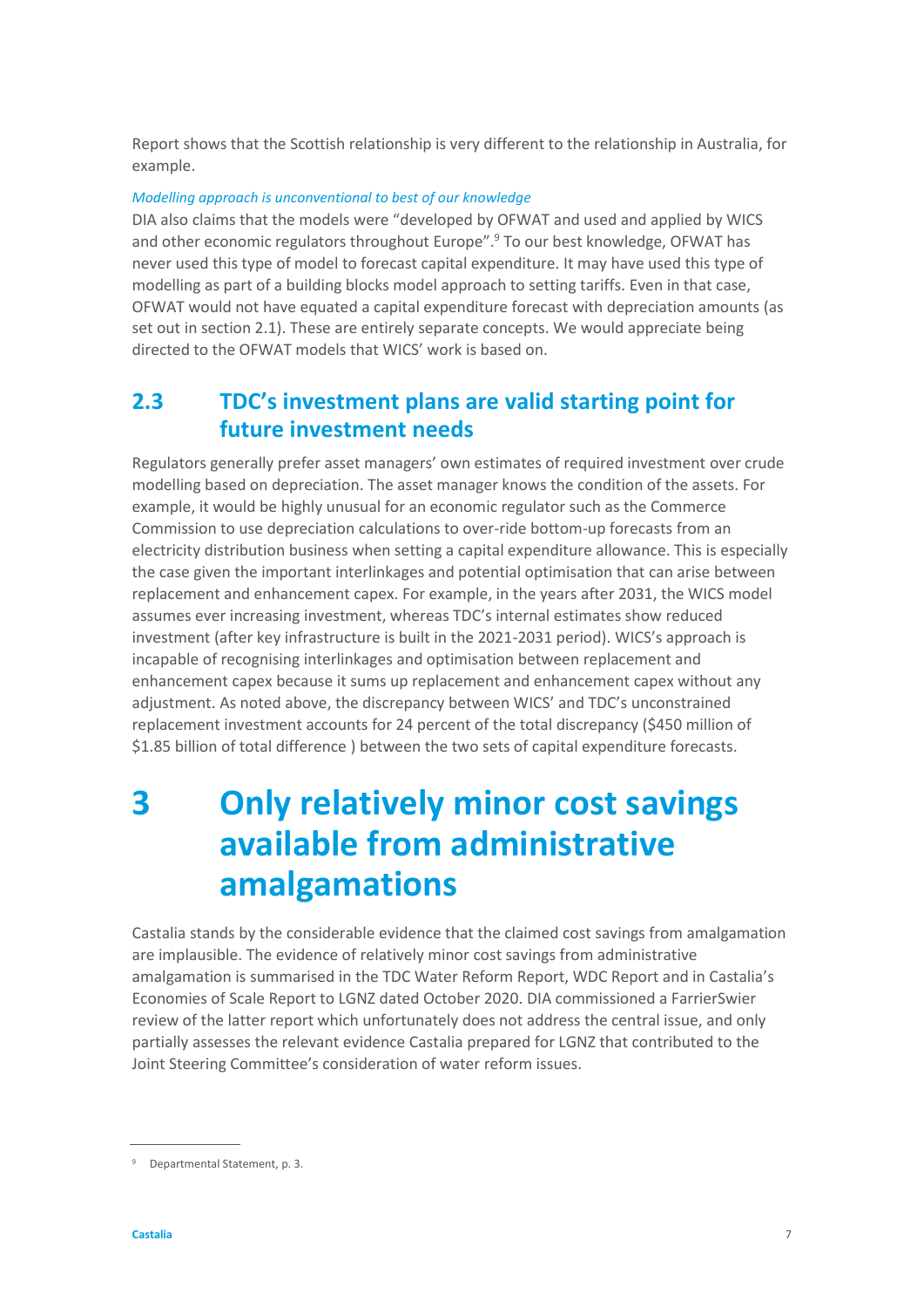Report shows that the Scottish relationship is very different to the relationship in Australia, for example.

*Modelling approach is unconventional to best of our knowledge*

DIA also claims that the models were "developed by OFWAT and used and applied by WICS and other economic regulators throughout Europe".[9] To our best knowledge, OFWAT has never used this type of model to forecast capital expenditure. It may have used this type of modelling as part of a building blocks model approach to setting tariffs. Even in that case, OFWAT would not have equated a capital expenditure forecast with depreciation amounts (as set out in section 2.1). These are entirely separate concepts. We would appreciate being directed to the OFWAT models that WICS' work is based on.

## 2.3 TDC's investment plans are valid starting point for future investment needs

Regulators generally prefer asset managers' own estimates of required investment over crude modelling based on depreciation. The asset manager knows the condition of the assets. For example, it would be highly unusual for an economic regulator such as the Commerce Commission to use depreciation calculations to over-ride bottom-up forecasts from an electricity distribution business when setting a capital expenditure allowance. This is especially the case given the important interlinkages and potential optimisation that can arise between replacement and enhancement capex. For example, in the years after 2031, the WICS model assumes ever increasing investment, whereas TDC's internal estimates show reduced investment (after key infrastructure is built in the 2021-2031 period). WICS's approach is incapable of recognising interlinkages and optimisation between replacement and enhancement capex because it sums up replacement and enhancement capex without any adjustment. As noted above, the discrepancy between WICS' and TDC's unconstrained replacement investment accounts for 24 percent of the total discrepancy ($450 million of $1.85 billion of total difference ) between the two sets of capital expenditure forecasts.

# 3 Only relatively minor cost savings available from administrative amalgamations

Castalia stands by the considerable evidence that the claimed cost savings from amalgamation are implausible. The evidence of relatively minor cost savings from administrative amalgamation is summarised in the TDC Water Reform Report, WDC Report and in Castalia's Economies of Scale Report to LGNZ dated October 2020. DIA commissioned a FarrierSwier review of the latter report which unfortunately does not address the central issue, and only partially assesses the relevant evidence Castalia prepared for LGNZ that contributed to the Joint Steering Committee's consideration of water reform issues.

[9] Departmental Statement, p. 3.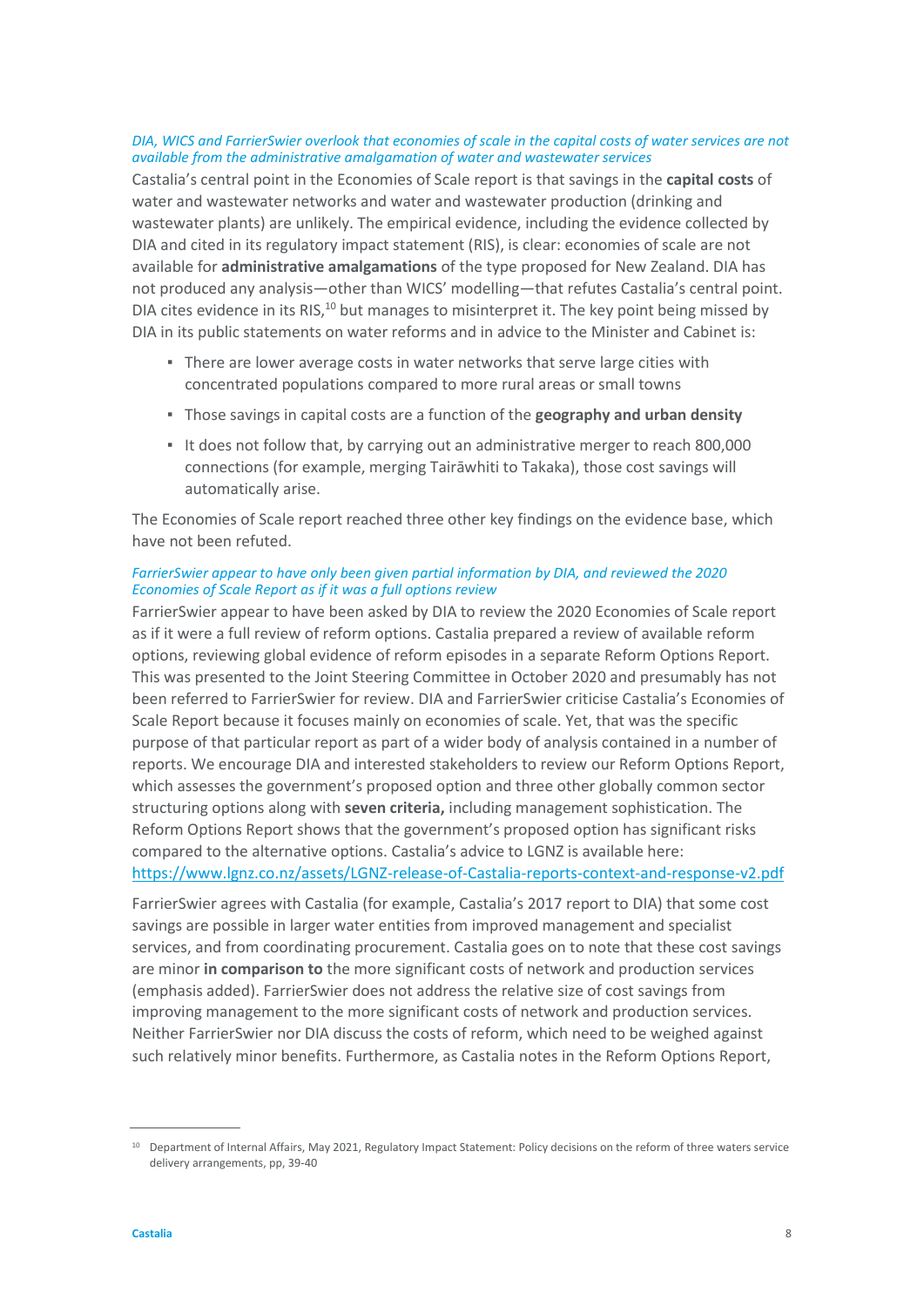*DIA, WICS and FarrierSwier overlook that economies of scale in the capital costs of water services are not available from the administrative amalgamation of water and wastewater services*

Castalia's central point in the Economies of Scale report is that savings in the **capital costs** of water and wastewater networks and water and wastewater production (drinking and wastewater plants) are unlikely. The empirical evidence, including the evidence collected by DIA and cited in its regulatory impact statement (RIS), is clear: economies of scale are not available for **administrative amalgamations** of the type proposed for New Zealand. DIA has not produced any analysis—other than WICS' modelling—that refutes Castalia's central point. DIA cites evidence in its RIS,[10] but manages to misinterpret it. The key point being missed by DIA in its public statements on water reforms and in advice to the Minister and Cabinet is:

- There are lower average costs in water networks that serve large cities with concentrated populations compared to more rural areas or small towns
- Those savings in capital costs are a function of the **geography and urban density**
- It does not follow that, by carrying out an administrative merger to reach 800,000 connections (for example, merging Tairāwhiti to Takaka), those cost savings will automatically arise.

The Economies of Scale report reached three other key findings on the evidence base, which have not been refuted.

*FarrierSwier appear to have only been given partial information by DIA, and reviewed the 2020 Economies of Scale Report as if it was a full options review*

FarrierSwier appear to have been asked by DIA to review the 2020 Economies of Scale report as if it were a full review of reform options. Castalia prepared a review of available reform options, reviewing global evidence of reform episodes in a separate Reform Options Report. This was presented to the Joint Steering Committee in October 2020 and presumably has not been referred to FarrierSwier for review. DIA and FarrierSwier criticise Castalia's Economies of Scale Report because it focuses mainly on economies of scale. Yet, that was the specific purpose of that particular report as part of a wider body of analysis contained in a number of reports. We encourage DIA and interested stakeholders to review our Reform Options Report, which assesses the government's proposed option and three other globally common sector structuring options along with **seven criteria,** including management sophistication. The Reform Options Report shows that the government's proposed option has significant risks compared to the alternative options. Castalia's advice to LGNZ is available here: https://www.lgnz.co.nz/assets/LGNZ-release-of-Castalia-reports-context-and-response-v2.pdf

FarrierSwier agrees with Castalia (for example, Castalia's 2017 report to DIA) that some cost savings are possible in larger water entities from improved management and specialist services, and from coordinating procurement. Castalia goes on to note that these cost savings are minor **in comparison to** the more significant costs of network and production services (emphasis added). FarrierSwier does not address the relative size of cost savings from improving management to the more significant costs of network and production services. Neither FarrierSwier nor DIA discuss the costs of reform, which need to be weighed against such relatively minor benefits. Furthermore, as Castalia notes in the Reform Options Report,

[10] Department of Internal Affairs, May 2021, Regulatory Impact Statement: Policy decisions on the reform of three waters service delivery arrangements, pp, 39-40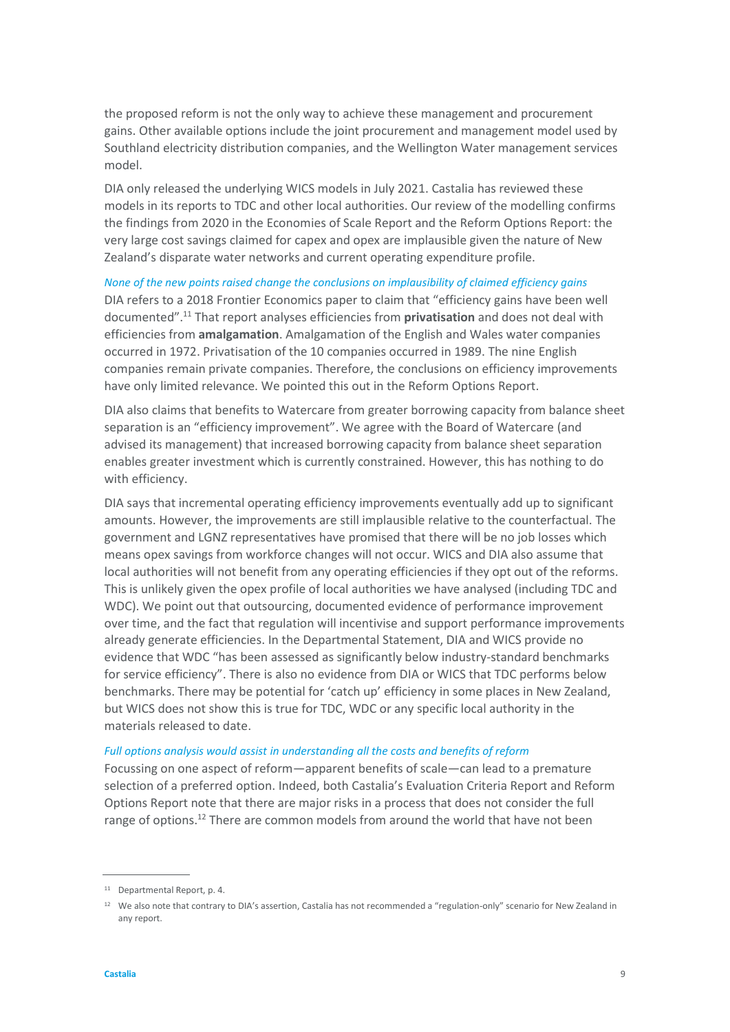the proposed reform is not the only way to achieve these management and procurement gains. Other available options include the joint procurement and management model used by Southland electricity distribution companies, and the Wellington Water management services model.

DIA only released the underlying WICS models in July 2021. Castalia has reviewed these models in its reports to TDC and other local authorities. Our review of the modelling confirms the findings from 2020 in the Economies of Scale Report and the Reform Options Report: the very large cost savings claimed for capex and opex are implausible given the nature of New Zealand's disparate water networks and current operating expenditure profile.

### *None of the new points raised change the conclusions on implausibility of claimed efficiency gains*

DIA refers to a 2018 Frontier Economics paper to claim that "efficiency gains have been well documented".[11] That report analyses efficiencies from **privatisation** and does not deal with efficiencies from **amalgamation**. Amalgamation of the English and Wales water companies occurred in 1972. Privatisation of the 10 companies occurred in 1989. The nine English companies remain private companies. Therefore, the conclusions on efficiency improvements have only limited relevance. We pointed this out in the Reform Options Report.

DIA also claims that benefits to Watercare from greater borrowing capacity from balance sheet separation is an "efficiency improvement". We agree with the Board of Watercare (and advised its management) that increased borrowing capacity from balance sheet separation enables greater investment which is currently constrained. However, this has nothing to do with efficiency.

DIA says that incremental operating efficiency improvements eventually add up to significant amounts. However, the improvements are still implausible relative to the counterfactual. The government and LGNZ representatives have promised that there will be no job losses which means opex savings from workforce changes will not occur. WICS and DIA also assume that local authorities will not benefit from any operating efficiencies if they opt out of the reforms. This is unlikely given the opex profile of local authorities we have analysed (including TDC and WDC). We point out that outsourcing, documented evidence of performance improvement over time, and the fact that regulation will incentivise and support performance improvements already generate efficiencies. In the Departmental Statement, DIA and WICS provide no evidence that WDC "has been assessed as significantly below industry-standard benchmarks for service efficiency". There is also no evidence from DIA or WICS that TDC performs below benchmarks. There may be potential for 'catch up' efficiency in some places in New Zealand, but WICS does not show this is true for TDC, WDC or any specific local authority in the materials released to date.

### *Full options analysis would assist in understanding all the costs and benefits of reform*

Focussing on one aspect of reform—apparent benefits of scale—can lead to a premature selection of a preferred option. Indeed, both Castalia's Evaluation Criteria Report and Reform Options Report note that there are major risks in a process that does not consider the full range of options.[12] There are common models from around the world that have not been

---

[11] Departmental Report, p. 4.

[12] We also note that contrary to DIA's assertion, Castalia has not recommended a "regulation-only" scenario for New Zealand in any report.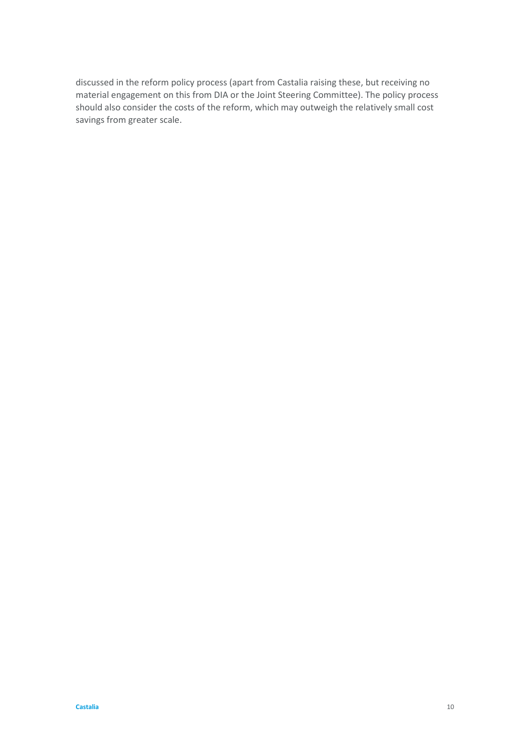discussed in the reform policy process (apart from Castalia raising these, but receiving no material engagement on this from DIA or the Joint Steering Committee). The policy process should also consider the costs of the reform, which may outweigh the relatively small cost savings from greater scale.